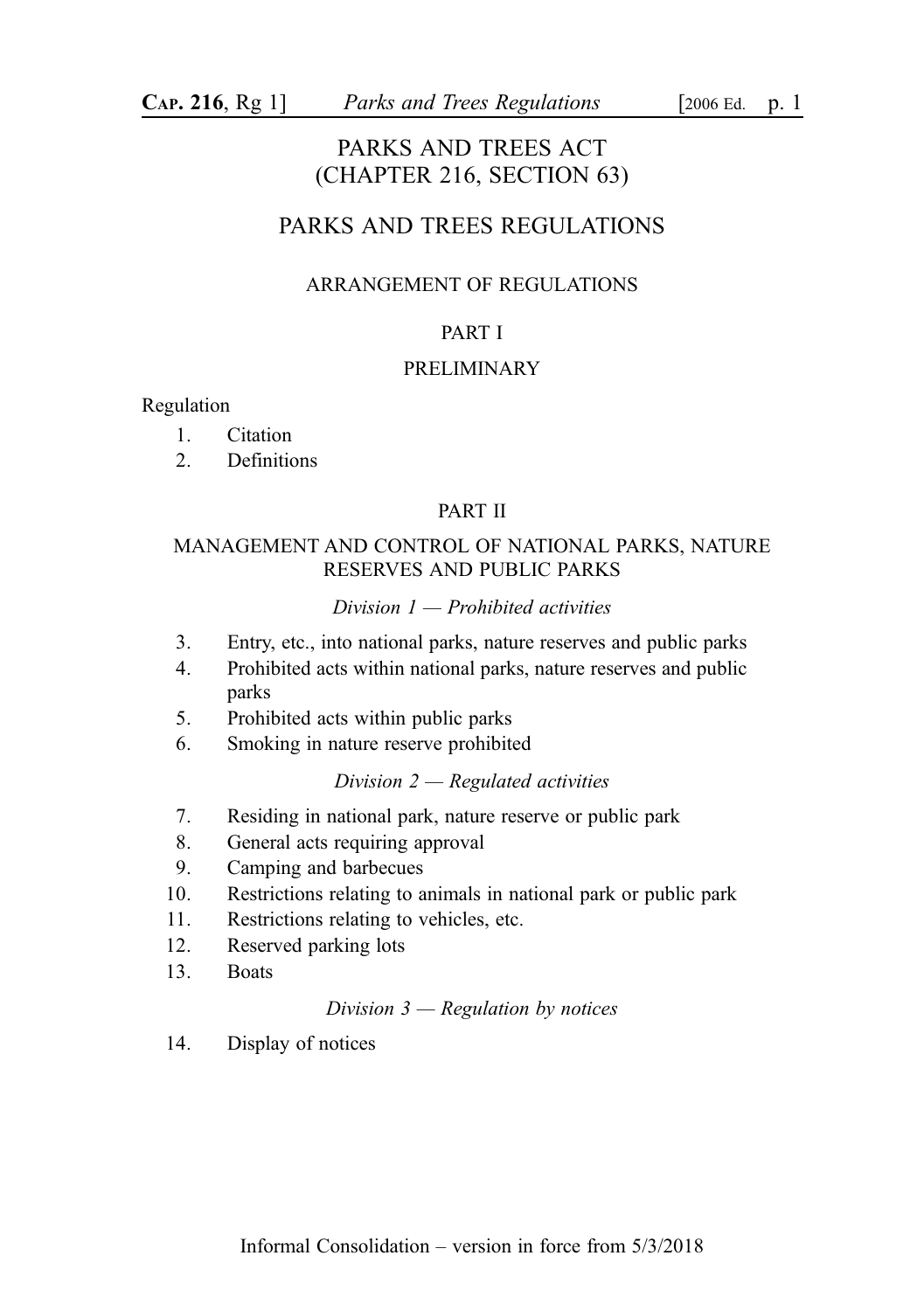# PARKS AND TREES ACT
# (CHAPTER 216, SECTION 63)

# PARKS AND TREES REGULATIONS

## ARRANGEMENT OF REGULATIONS

### PART I

### PRELIMINARY

Regulation

1. Citation
2. Definitions

### PART II

### MANAGEMENT AND CONTROL OF NATIONAL PARKS, NATURE RESERVES AND PUBLIC PARKS

*Division 1 — Prohibited activities*

3. Entry, etc., into national parks, nature reserves and public parks
4. Prohibited acts within national parks, nature reserves and public parks
5. Prohibited acts within public parks
6. Smoking in nature reserve prohibited

*Division 2 — Regulated activities*

7. Residing in national park, nature reserve or public park
8. General acts requiring approval
9. Camping and barbecues
10. Restrictions relating to animals in national park or public park
11. Restrictions relating to vehicles, etc.
12. Reserved parking lots
13. Boats

*Division 3 — Regulation by notices*

14. Display of notices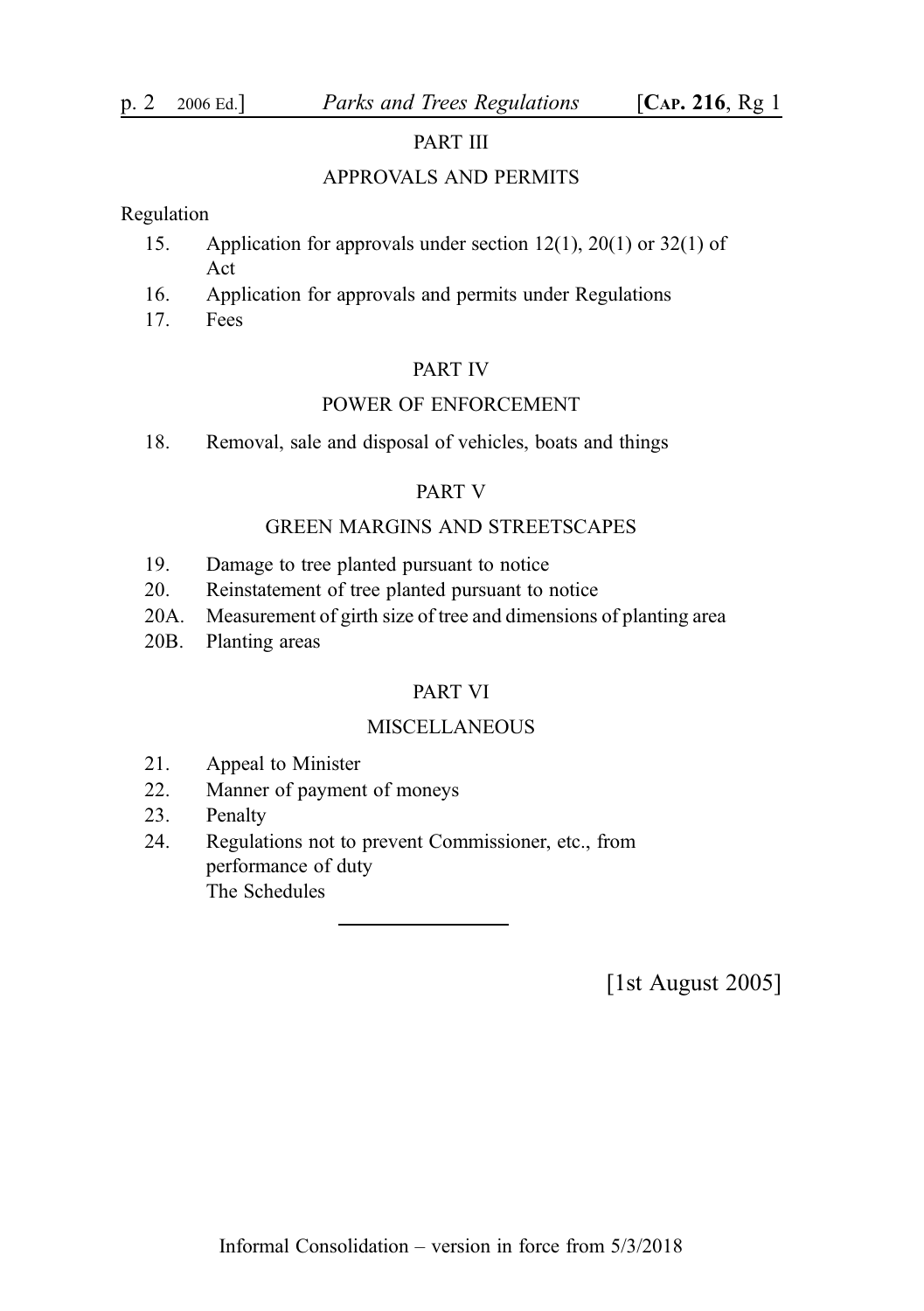## PART III

## APPROVALS AND PERMITS

Regulation

15. Application for approvals under section 12(1), 20(1) or 32(1) of Act
16. Application for approvals and permits under Regulations
17. Fees

## PART IV

## POWER OF ENFORCEMENT

18. Removal, sale and disposal of vehicles, boats and things

## PART V

## GREEN MARGINS AND STREETSCAPES

19. Damage to tree planted pursuant to notice
20. Reinstatement of tree planted pursuant to notice

20A. Measurement of girth size of tree and dimensions of planting area

20B. Planting areas

## PART VI

## MISCELLANEOUS

21. Appeal to Minister
22. Manner of payment of moneys
23. Penalty
24. Regulations not to prevent Commissioner, etc., from performance of duty

The Schedules

---

[1st August 2005]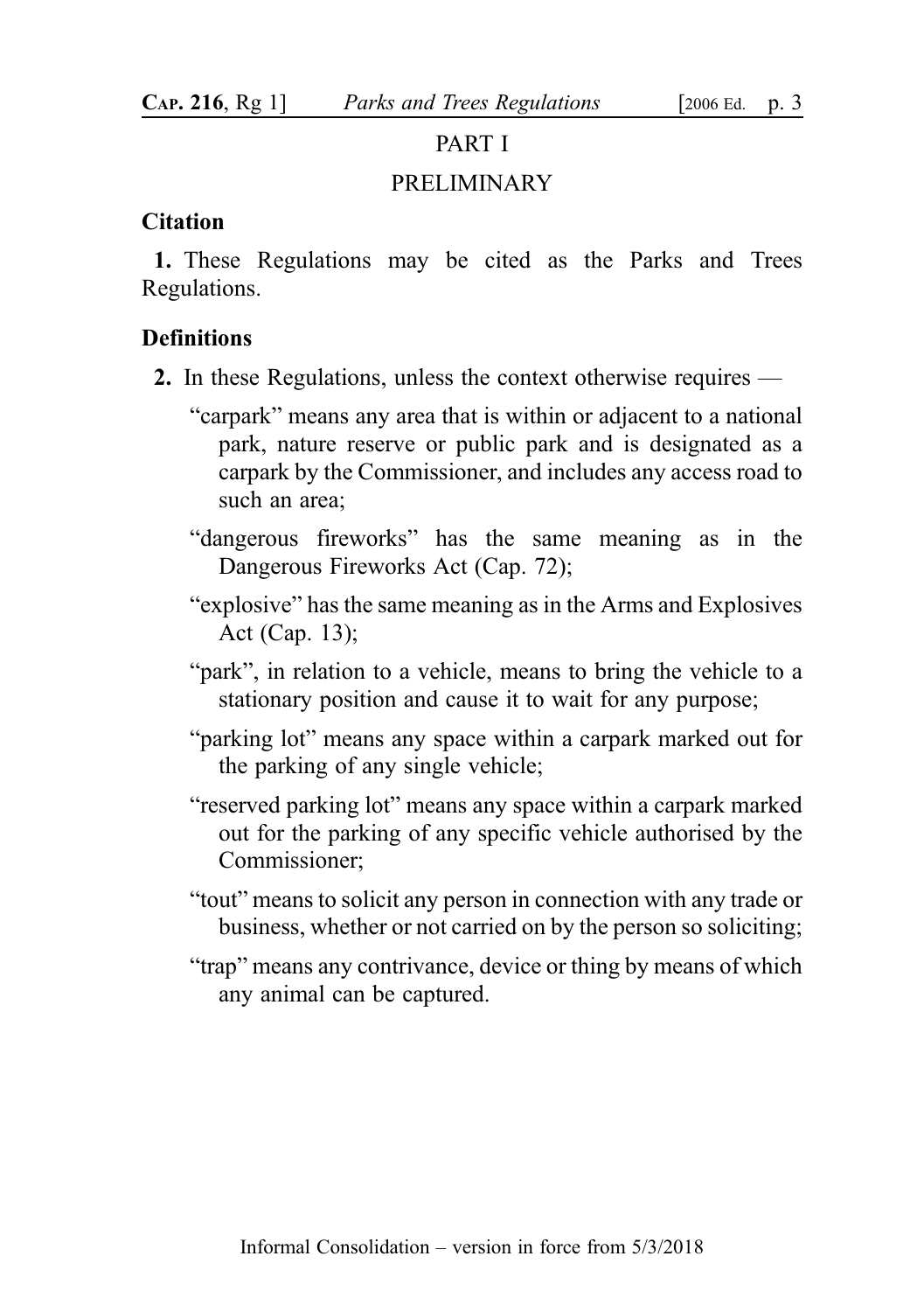## PART I

## PRELIMINARY

### Citation

**1.** These Regulations may be cited as the Parks and Trees Regulations.

### Definitions

**2.** In these Regulations, unless the context otherwise requires —

"carpark" means any area that is within or adjacent to a national park, nature reserve or public park and is designated as a carpark by the Commissioner, and includes any access road to such an area;

"dangerous fireworks" has the same meaning as in the Dangerous Fireworks Act (Cap. 72);

"explosive" has the same meaning as in the Arms and Explosives Act (Cap. 13);

"park", in relation to a vehicle, means to bring the vehicle to a stationary position and cause it to wait for any purpose;

"parking lot" means any space within a carpark marked out for the parking of any single vehicle;

"reserved parking lot" means any space within a carpark marked out for the parking of any specific vehicle authorised by the Commissioner;

"tout" means to solicit any person in connection with any trade or business, whether or not carried on by the person so soliciting;

"trap" means any contrivance, device or thing by means of which any animal can be captured.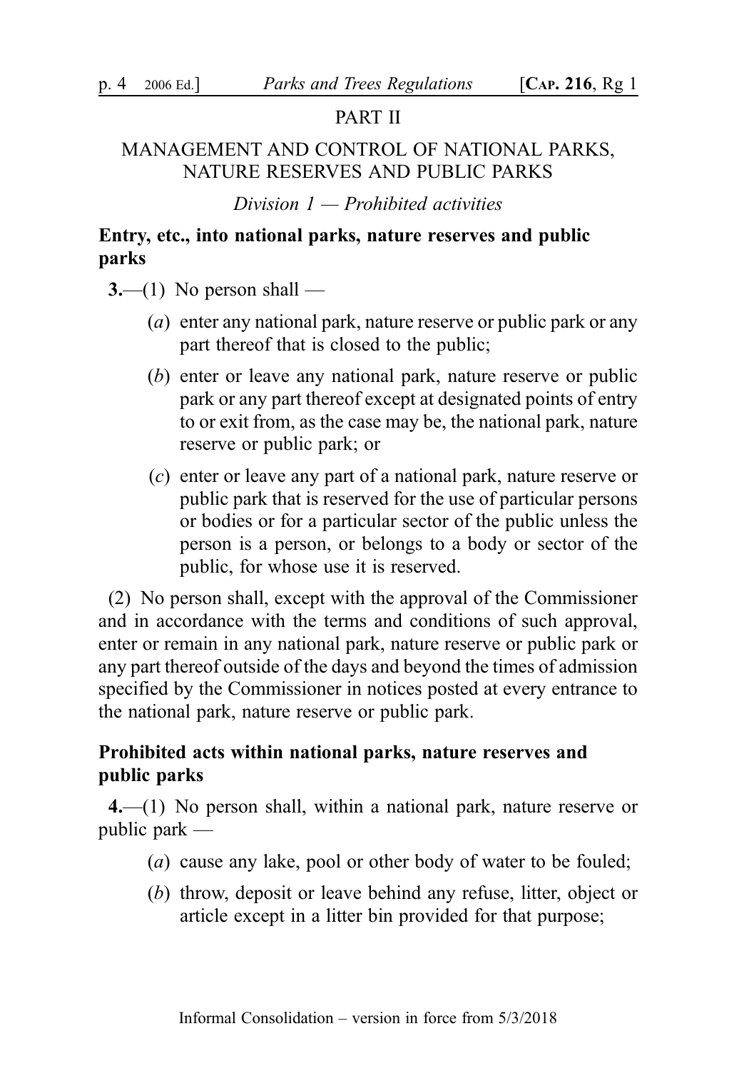## PART II

## MANAGEMENT AND CONTROL OF NATIONAL PARKS, NATURE RESERVES AND PUBLIC PARKS

*Division 1 — Prohibited activities*

### Entry, etc., into national parks, nature reserves and public parks

**3.**—(1) No person shall —

- (*a*) enter any national park, nature reserve or public park or any part thereof that is closed to the public;
- (*b*) enter or leave any national park, nature reserve or public park or any part thereof except at designated points of entry to or exit from, as the case may be, the national park, nature reserve or public park; or
- (*c*) enter or leave any part of a national park, nature reserve or public park that is reserved for the use of particular persons or bodies or for a particular sector of the public unless the person is a person, or belongs to a body or sector of the public, for whose use it is reserved.

(2) No person shall, except with the approval of the Commissioner and in accordance with the terms and conditions of such approval, enter or remain in any national park, nature reserve or public park or any part thereof outside of the days and beyond the times of admission specified by the Commissioner in notices posted at every entrance to the national park, nature reserve or public park.

### Prohibited acts within national parks, nature reserves and public parks

**4.**—(1) No person shall, within a national park, nature reserve or public park —

- (*a*) cause any lake, pool or other body of water to be fouled;
- (*b*) throw, deposit or leave behind any refuse, litter, object or article except in a litter bin provided for that purpose;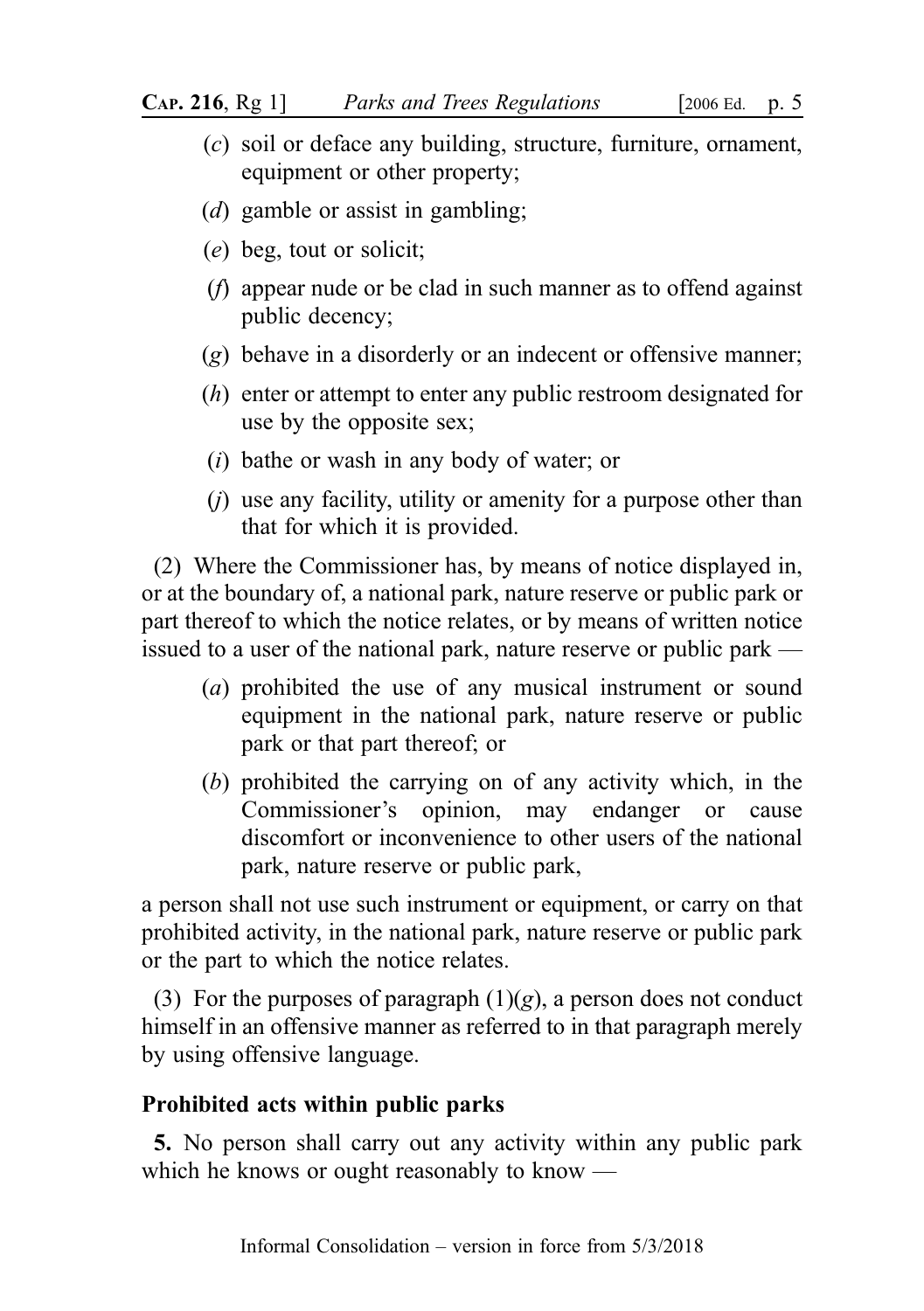(*c*) soil or deface any building, structure, furniture, ornament, equipment or other property;

(*d*) gamble or assist in gambling;

(*e*) beg, tout or solicit;

(*f*) appear nude or be clad in such manner as to offend against public decency;

(*g*) behave in a disorderly or an indecent or offensive manner;

(*h*) enter or attempt to enter any public restroom designated for use by the opposite sex;

(*i*) bathe or wash in any body of water; or

(*j*) use any facility, utility or amenity for a purpose other than that for which it is provided.

(2) Where the Commissioner has, by means of notice displayed in, or at the boundary of, a national park, nature reserve or public park or part thereof to which the notice relates, or by means of written notice issued to a user of the national park, nature reserve or public park —

(*a*) prohibited the use of any musical instrument or sound equipment in the national park, nature reserve or public park or that part thereof; or

(*b*) prohibited the carrying on of any activity which, in the Commissioner's opinion, may endanger or cause discomfort or inconvenience to other users of the national park, nature reserve or public park,

a person shall not use such instrument or equipment, or carry on that prohibited activity, in the national park, nature reserve or public park or the part to which the notice relates.

(3) For the purposes of paragraph (1)(*g*), a person does not conduct himself in an offensive manner as referred to in that paragraph merely by using offensive language.

**Prohibited acts within public parks**

**5.** No person shall carry out any activity within any public park which he knows or ought reasonably to know —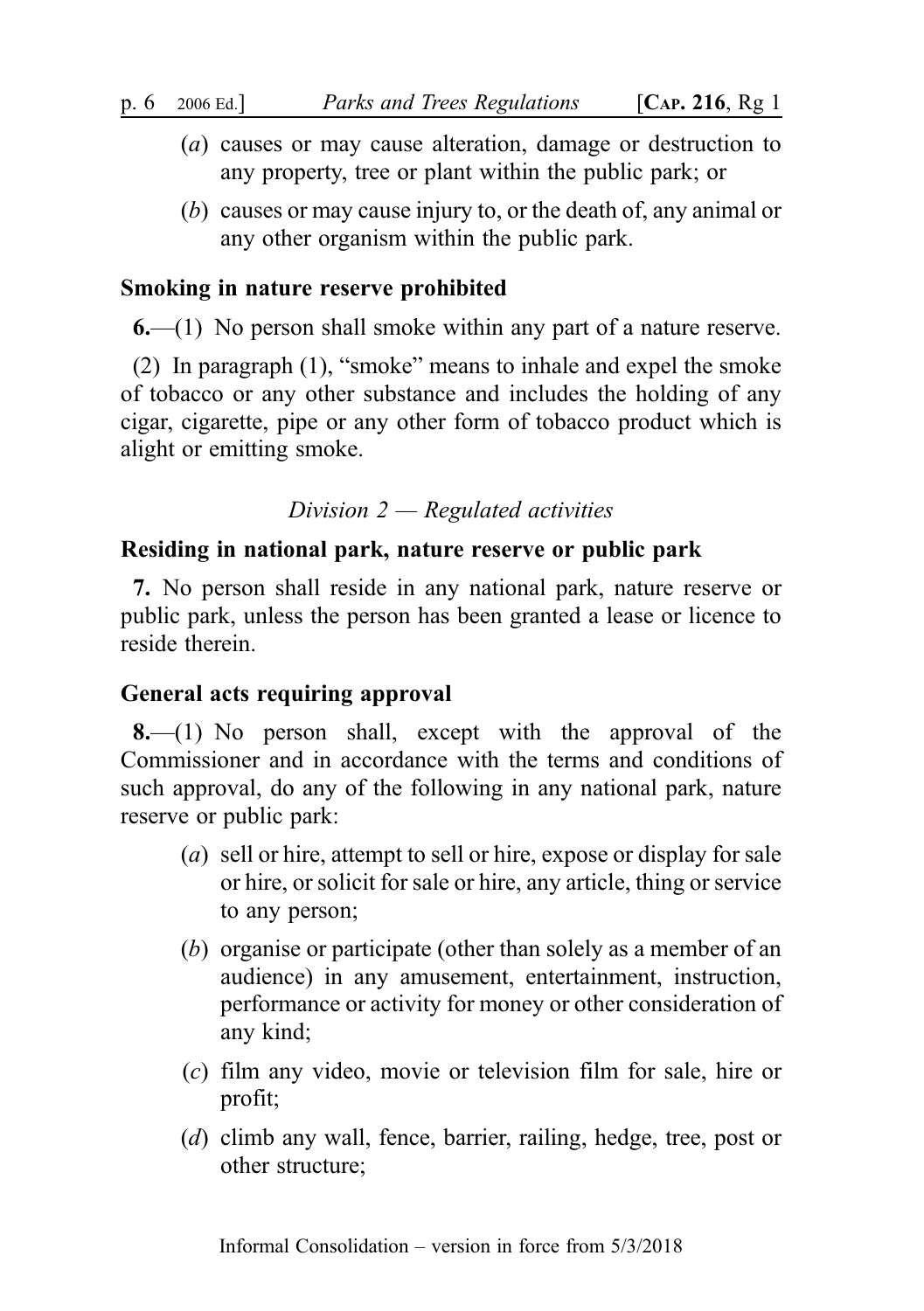(*a*) causes or may cause alteration, damage or destruction to any property, tree or plant within the public park; or

(*b*) causes or may cause injury to, or the death of, any animal or any other organism within the public park.

**Smoking in nature reserve prohibited**

**6.**—(1) No person shall smoke within any part of a nature reserve.

(2) In paragraph (1), "smoke" means to inhale and expel the smoke of tobacco or any other substance and includes the holding of any cigar, cigarette, pipe or any other form of tobacco product which is alight or emitting smoke.

*Division 2 — Regulated activities*

**Residing in national park, nature reserve or public park**

**7.** No person shall reside in any national park, nature reserve or public park, unless the person has been granted a lease or licence to reside therein.

**General acts requiring approval**

**8.**—(1) No person shall, except with the approval of the Commissioner and in accordance with the terms and conditions of such approval, do any of the following in any national park, nature reserve or public park:

(*a*) sell or hire, attempt to sell or hire, expose or display for sale or hire, or solicit for sale or hire, any article, thing or service to any person;

(*b*) organise or participate (other than solely as a member of an audience) in any amusement, entertainment, instruction, performance or activity for money or other consideration of any kind;

(*c*) film any video, movie or television film for sale, hire or profit;

(*d*) climb any wall, fence, barrier, railing, hedge, tree, post or other structure;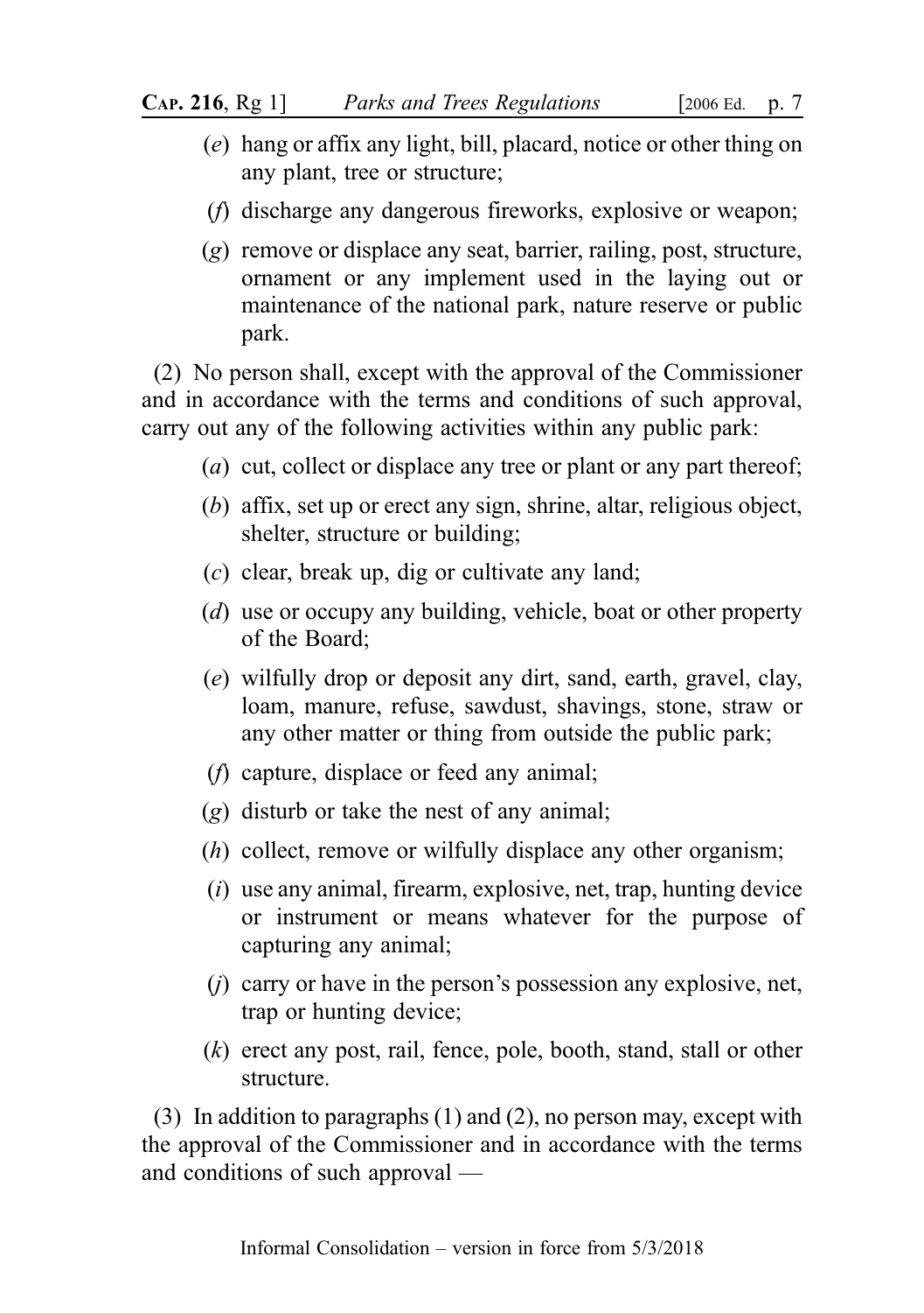(*e*) hang or affix any light, bill, placard, notice or other thing on any plant, tree or structure;

(*f*) discharge any dangerous fireworks, explosive or weapon;

(*g*) remove or displace any seat, barrier, railing, post, structure, ornament or any implement used in the laying out or maintenance of the national park, nature reserve or public park.

(2) No person shall, except with the approval of the Commissioner and in accordance with the terms and conditions of such approval, carry out any of the following activities within any public park:

(*a*) cut, collect or displace any tree or plant or any part thereof;

(*b*) affix, set up or erect any sign, shrine, altar, religious object, shelter, structure or building;

(*c*) clear, break up, dig or cultivate any land;

(*d*) use or occupy any building, vehicle, boat or other property of the Board;

(*e*) wilfully drop or deposit any dirt, sand, earth, gravel, clay, loam, manure, refuse, sawdust, shavings, stone, straw or any other matter or thing from outside the public park;

(*f*) capture, displace or feed any animal;

(*g*) disturb or take the nest of any animal;

(*h*) collect, remove or wilfully displace any other organism;

(*i*) use any animal, firearm, explosive, net, trap, hunting device or instrument or means whatever for the purpose of capturing any animal;

(*j*) carry or have in the person's possession any explosive, net, trap or hunting device;

(*k*) erect any post, rail, fence, pole, booth, stand, stall or other structure.

(3) In addition to paragraphs (1) and (2), no person may, except with the approval of the Commissioner and in accordance with the terms and conditions of such approval —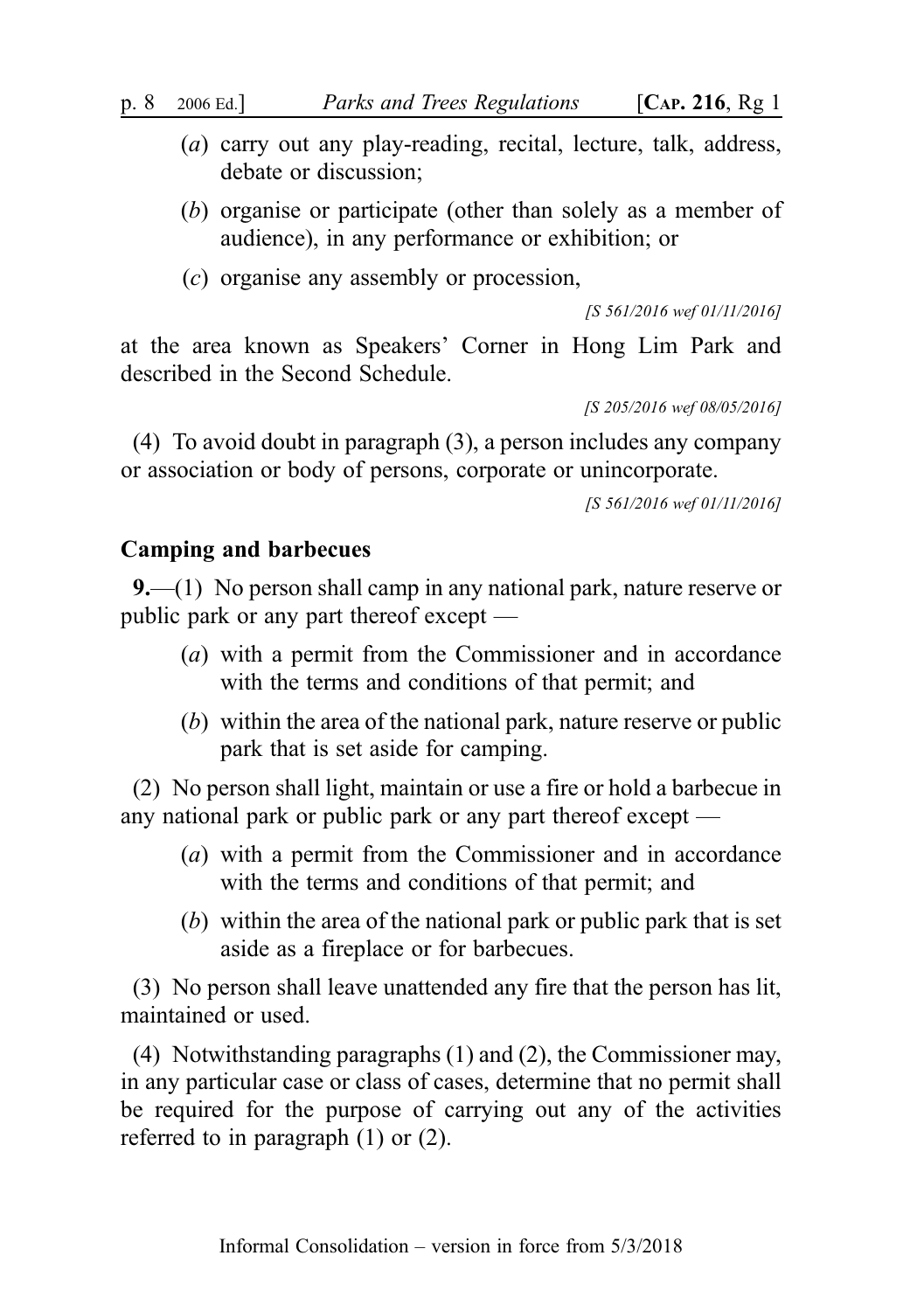(*a*) carry out any play-reading, recital, lecture, talk, address, debate or discussion;

(*b*) organise or participate (other than solely as a member of audience), in any performance or exhibition; or

(*c*) organise any assembly or procession,

*[S 561/2016 wef 01/11/2016]*

at the area known as Speakers' Corner in Hong Lim Park and described in the Second Schedule.

*[S 205/2016 wef 08/05/2016]*

(4) To avoid doubt in paragraph (3), a person includes any company or association or body of persons, corporate or unincorporate.

*[S 561/2016 wef 01/11/2016]*

**Camping and barbecues**

**9.**—(1) No person shall camp in any national park, nature reserve or public park or any part thereof except —

(*a*) with a permit from the Commissioner and in accordance with the terms and conditions of that permit; and

(*b*) within the area of the national park, nature reserve or public park that is set aside for camping.

(2) No person shall light, maintain or use a fire or hold a barbecue in any national park or public park or any part thereof except —

(*a*) with a permit from the Commissioner and in accordance with the terms and conditions of that permit; and

(*b*) within the area of the national park or public park that is set aside as a fireplace or for barbecues.

(3) No person shall leave unattended any fire that the person has lit, maintained or used.

(4) Notwithstanding paragraphs (1) and (2), the Commissioner may, in any particular case or class of cases, determine that no permit shall be required for the purpose of carrying out any of the activities referred to in paragraph (1) or (2).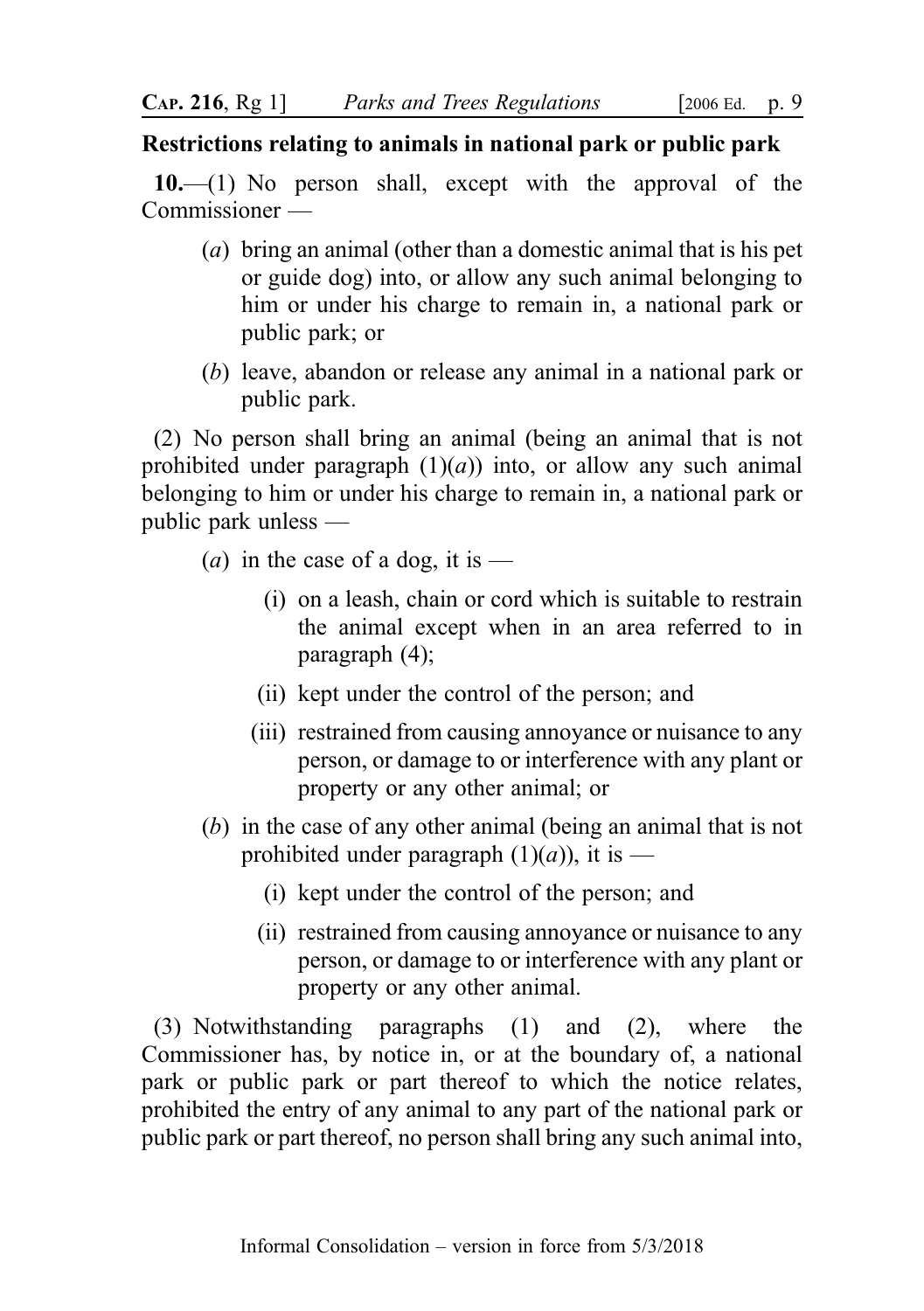**Restrictions relating to animals in national park or public park**

**10.**—(1) No person shall, except with the approval of the Commissioner —

- (*a*) bring an animal (other than a domestic animal that is his pet or guide dog) into, or allow any such animal belonging to him or under his charge to remain in, a national park or public park; or
- (*b*) leave, abandon or release any animal in a national park or public park.

(2) No person shall bring an animal (being an animal that is not prohibited under paragraph (1)(*a*)) into, or allow any such animal belonging to him or under his charge to remain in, a national park or public park unless —

- (*a*) in the case of a dog, it is —
  - (i) on a leash, chain or cord which is suitable to restrain the animal except when in an area referred to in paragraph (4);
  - (ii) kept under the control of the person; and
  - (iii) restrained from causing annoyance or nuisance to any person, or damage to or interference with any plant or property or any other animal; or
- (*b*) in the case of any other animal (being an animal that is not prohibited under paragraph (1)(*a*)), it is —
  - (i) kept under the control of the person; and
  - (ii) restrained from causing annoyance or nuisance to any person, or damage to or interference with any plant or property or any other animal.

(3) Notwithstanding paragraphs (1) and (2), where the Commissioner has, by notice in, or at the boundary of, a national park or public park or part thereof to which the notice relates, prohibited the entry of any animal to any part of the national park or public park or part thereof, no person shall bring any such animal into,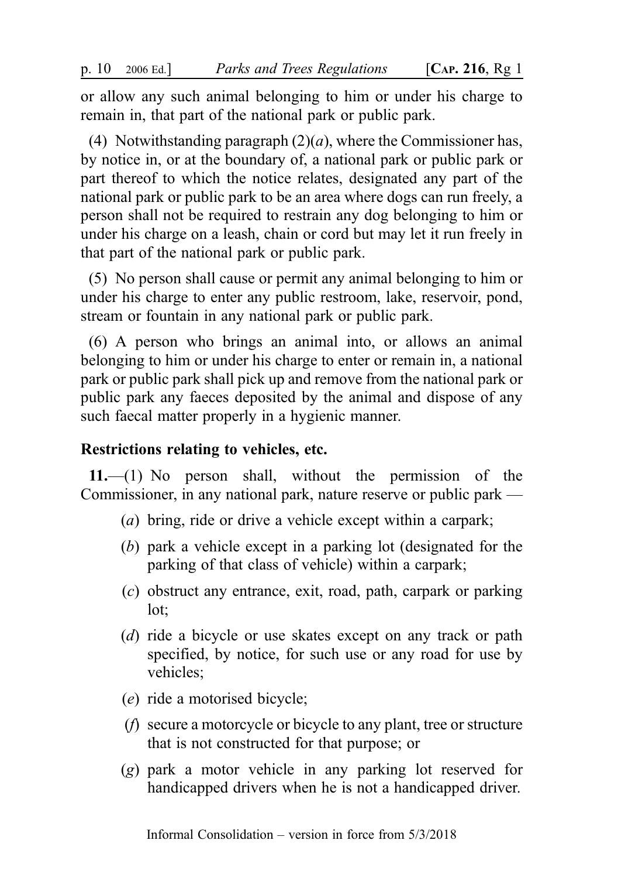or allow any such animal belonging to him or under his charge to remain in, that part of the national park or public park.

(4) Notwithstanding paragraph (2)(*a*), where the Commissioner has, by notice in, or at the boundary of, a national park or public park or part thereof to which the notice relates, designated any part of the national park or public park to be an area where dogs can run freely, a person shall not be required to restrain any dog belonging to him or under his charge on a leash, chain or cord but may let it run freely in that part of the national park or public park.

(5) No person shall cause or permit any animal belonging to him or under his charge to enter any public restroom, lake, reservoir, pond, stream or fountain in any national park or public park.

(6) A person who brings an animal into, or allows an animal belonging to him or under his charge to enter or remain in, a national park or public park shall pick up and remove from the national park or public park any faeces deposited by the animal and dispose of any such faecal matter properly in a hygienic manner.

**Restrictions relating to vehicles, etc.**

**11.**—(1) No person shall, without the permission of the Commissioner, in any national park, nature reserve or public park —

- (*a*) bring, ride or drive a vehicle except within a carpark;
- (*b*) park a vehicle except in a parking lot (designated for the parking of that class of vehicle) within a carpark;
- (*c*) obstruct any entrance, exit, road, path, carpark or parking lot;
- (*d*) ride a bicycle or use skates except on any track or path specified, by notice, for such use or any road for use by vehicles;
- (*e*) ride a motorised bicycle;
- (*f*) secure a motorcycle or bicycle to any plant, tree or structure that is not constructed for that purpose; or
- (*g*) park a motor vehicle in any parking lot reserved for handicapped drivers when he is not a handicapped driver.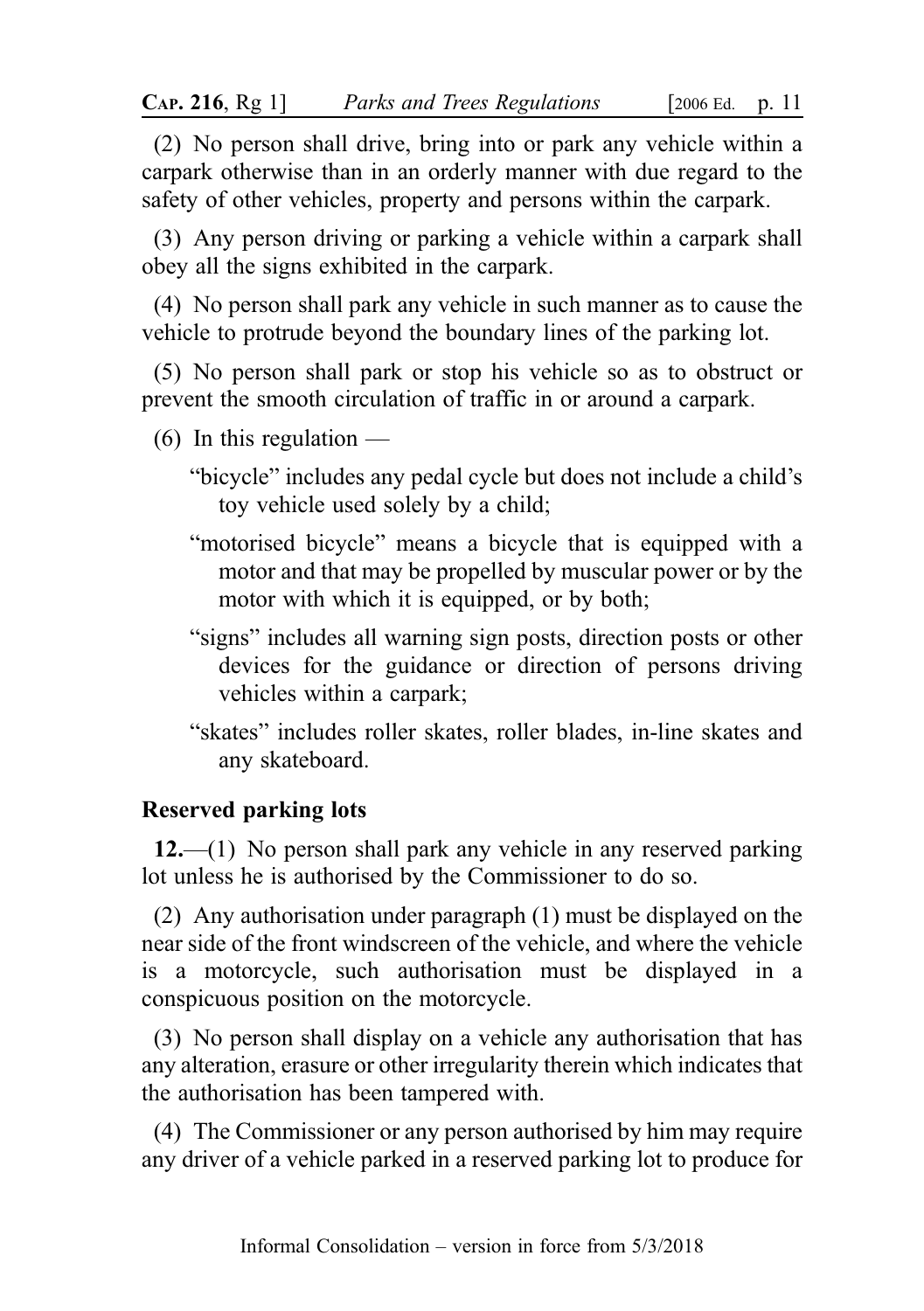(2) No person shall drive, bring into or park any vehicle within a carpark otherwise than in an orderly manner with due regard to the safety of other vehicles, property and persons within the carpark.

(3) Any person driving or parking a vehicle within a carpark shall obey all the signs exhibited in the carpark.

(4) No person shall park any vehicle in such manner as to cause the vehicle to protrude beyond the boundary lines of the parking lot.

(5) No person shall park or stop his vehicle so as to obstruct or prevent the smooth circulation of traffic in or around a carpark.

(6) In this regulation —

"bicycle" includes any pedal cycle but does not include a child's toy vehicle used solely by a child;

"motorised bicycle" means a bicycle that is equipped with a motor and that may be propelled by muscular power or by the motor with which it is equipped, or by both;

"signs" includes all warning sign posts, direction posts or other devices for the guidance or direction of persons driving vehicles within a carpark;

"skates" includes roller skates, roller blades, in-line skates and any skateboard.

### Reserved parking lots

**12.**—(1) No person shall park any vehicle in any reserved parking lot unless he is authorised by the Commissioner to do so.

(2) Any authorisation under paragraph (1) must be displayed on the near side of the front windscreen of the vehicle, and where the vehicle is a motorcycle, such authorisation must be displayed in a conspicuous position on the motorcycle.

(3) No person shall display on a vehicle any authorisation that has any alteration, erasure or other irregularity therein which indicates that the authorisation has been tampered with.

(4) The Commissioner or any person authorised by him may require any driver of a vehicle parked in a reserved parking lot to produce for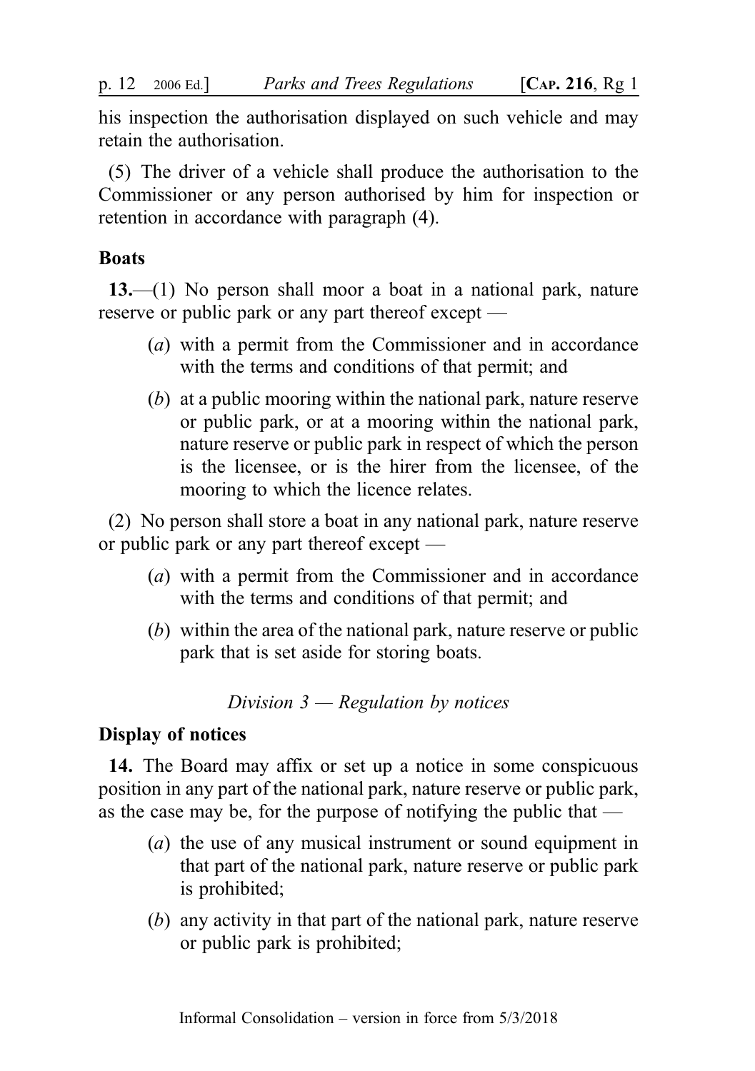his inspection the authorisation displayed on such vehicle and may retain the authorisation.

(5) The driver of a vehicle shall produce the authorisation to the Commissioner or any person authorised by him for inspection or retention in accordance with paragraph (4).

**Boats**

**13.**—(1) No person shall moor a boat in a national park, nature reserve or public park or any part thereof except —

(*a*) with a permit from the Commissioner and in accordance with the terms and conditions of that permit; and

(*b*) at a public mooring within the national park, nature reserve or public park, or at a mooring within the national park, nature reserve or public park in respect of which the person is the licensee, or is the hirer from the licensee, of the mooring to which the licence relates.

(2) No person shall store a boat in any national park, nature reserve or public park or any part thereof except —

(*a*) with a permit from the Commissioner and in accordance with the terms and conditions of that permit; and

(*b*) within the area of the national park, nature reserve or public park that is set aside for storing boats.

*Division 3 — Regulation by notices*

**Display of notices**

**14.** The Board may affix or set up a notice in some conspicuous position in any part of the national park, nature reserve or public park, as the case may be, for the purpose of notifying the public that —

(*a*) the use of any musical instrument or sound equipment in that part of the national park, nature reserve or public park is prohibited;

(*b*) any activity in that part of the national park, nature reserve or public park is prohibited;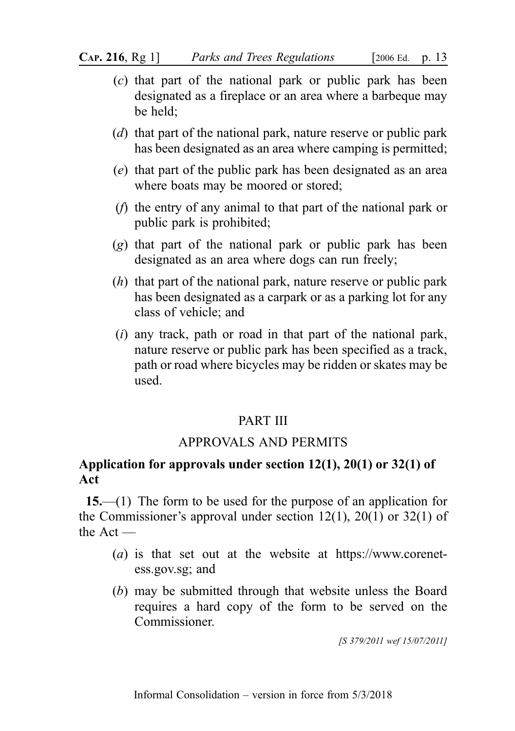(*c*) that part of the national park or public park has been designated as a fireplace or an area where a barbeque may be held;

(*d*) that part of the national park, nature reserve or public park has been designated as an area where camping is permitted;

(*e*) that part of the public park has been designated as an area where boats may be moored or stored;

(*f*) the entry of any animal to that part of the national park or public park is prohibited;

(*g*) that part of the national park or public park has been designated as an area where dogs can run freely;

(*h*) that part of the national park, nature reserve or public park has been designated as a carpark or as a parking lot for any class of vehicle; and

(*i*) any track, path or road in that part of the national park, nature reserve or public park has been specified as a track, path or road where bicycles may be ridden or skates may be used.

## PART III

## APPROVALS AND PERMITS

### Application for approvals under section 12(1), 20(1) or 32(1) of Act

**15.**—(1) The form to be used for the purpose of an application for the Commissioner's approval under section 12(1), 20(1) or 32(1) of the Act —

(*a*) is that set out at the website at https://www.corenet-ess.gov.sg; and

(*b*) may be submitted through that website unless the Board requires a hard copy of the form to be served on the Commissioner.

*[S 379/2011 wef 15/07/2011]*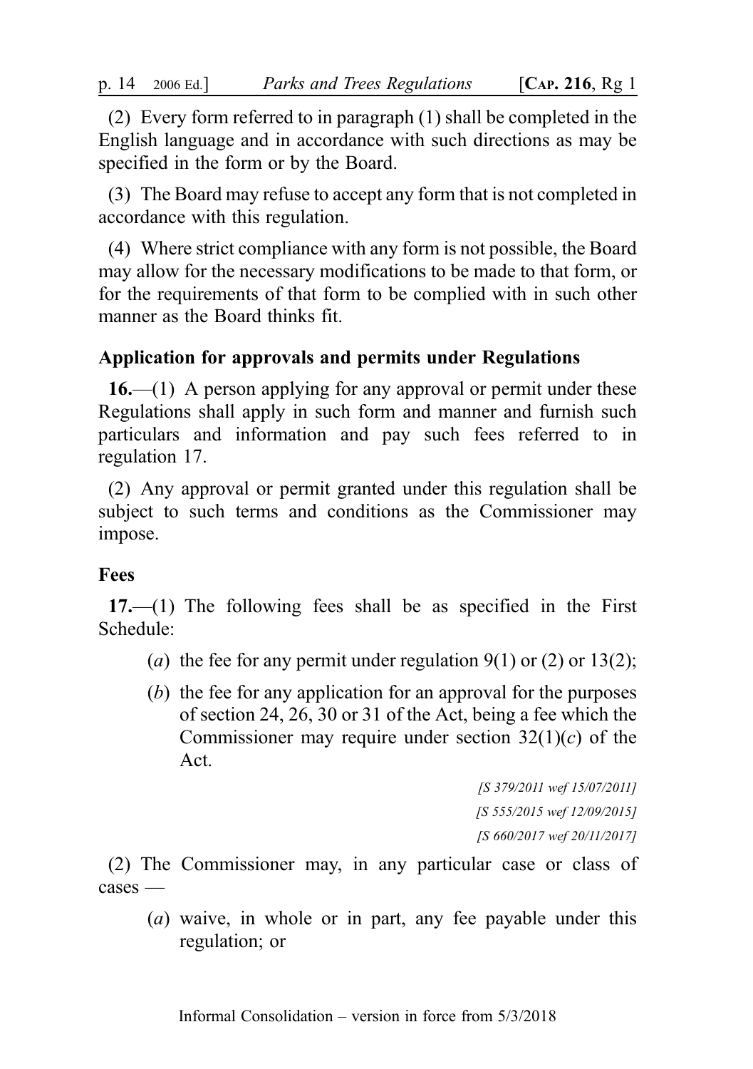(2) Every form referred to in paragraph (1) shall be completed in the English language and in accordance with such directions as may be specified in the form or by the Board.

(3) The Board may refuse to accept any form that is not completed in accordance with this regulation.

(4) Where strict compliance with any form is not possible, the Board may allow for the necessary modifications to be made to that form, or for the requirements of that form to be complied with in such other manner as the Board thinks fit.

### Application for approvals and permits under Regulations

**16.**—(1) A person applying for any approval or permit under these Regulations shall apply in such form and manner and furnish such particulars and information and pay such fees referred to in regulation 17.

(2) Any approval or permit granted under this regulation shall be subject to such terms and conditions as the Commissioner may impose.

### Fees

**17.**—(1) The following fees shall be as specified in the First Schedule:

- (*a*) the fee for any permit under regulation 9(1) or (2) or 13(2);
- (*b*) the fee for any application for an approval for the purposes of section 24, 26, 30 or 31 of the Act, being a fee which the Commissioner may require under section 32(1)(*c*) of the Act.

*[S 379/2011 wef 15/07/2011]*
*[S 555/2015 wef 12/09/2015]*
*[S 660/2017 wef 20/11/2017]*

(2) The Commissioner may, in any particular case or class of cases —

- (*a*) waive, in whole or in part, any fee payable under this regulation; or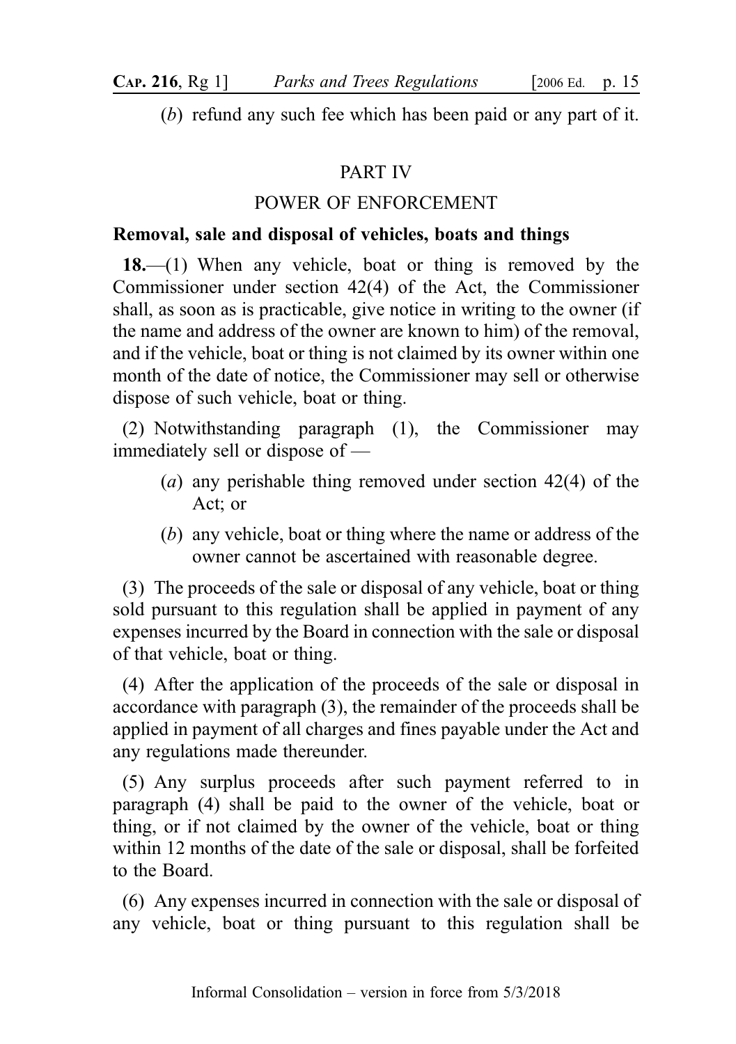(*b*) refund any such fee which has been paid or any part of it.

## PART IV

## POWER OF ENFORCEMENT

### Removal, sale and disposal of vehicles, boats and things

**18.**—(1) When any vehicle, boat or thing is removed by the Commissioner under section 42(4) of the Act, the Commissioner shall, as soon as is practicable, give notice in writing to the owner (if the name and address of the owner are known to him) of the removal, and if the vehicle, boat or thing is not claimed by its owner within one month of the date of notice, the Commissioner may sell or otherwise dispose of such vehicle, boat or thing.

(2) Notwithstanding paragraph (1), the Commissioner may immediately sell or dispose of —

(*a*) any perishable thing removed under section 42(4) of the Act; or

(*b*) any vehicle, boat or thing where the name or address of the owner cannot be ascertained with reasonable degree.

(3) The proceeds of the sale or disposal of any vehicle, boat or thing sold pursuant to this regulation shall be applied in payment of any expenses incurred by the Board in connection with the sale or disposal of that vehicle, boat or thing.

(4) After the application of the proceeds of the sale or disposal in accordance with paragraph (3), the remainder of the proceeds shall be applied in payment of all charges and fines payable under the Act and any regulations made thereunder.

(5) Any surplus proceeds after such payment referred to in paragraph (4) shall be paid to the owner of the vehicle, boat or thing, or if not claimed by the owner of the vehicle, boat or thing within 12 months of the date of the sale or disposal, shall be forfeited to the Board.

(6) Any expenses incurred in connection with the sale or disposal of any vehicle, boat or thing pursuant to this regulation shall be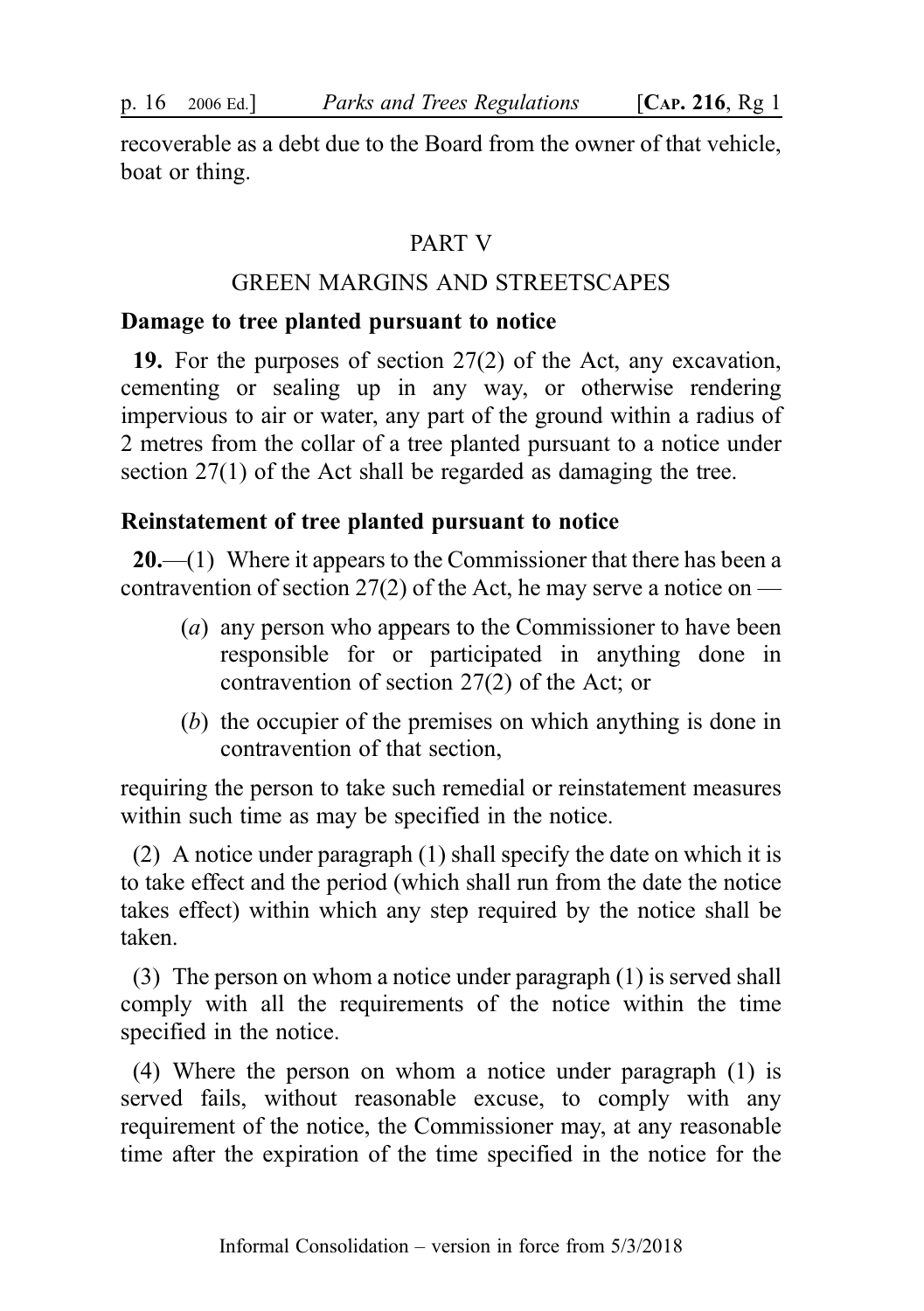recoverable as a debt due to the Board from the owner of that vehicle, boat or thing.

## PART V

## GREEN MARGINS AND STREETSCAPES

### Damage to tree planted pursuant to notice

**19.** For the purposes of section 27(2) of the Act, any excavation, cementing or sealing up in any way, or otherwise rendering impervious to air or water, any part of the ground within a radius of 2 metres from the collar of a tree planted pursuant to a notice under section 27(1) of the Act shall be regarded as damaging the tree.

### Reinstatement of tree planted pursuant to notice

**20.**—(1) Where it appears to the Commissioner that there has been a contravention of section 27(2) of the Act, he may serve a notice on —

- (*a*) any person who appears to the Commissioner to have been responsible for or participated in anything done in contravention of section 27(2) of the Act; or
- (*b*) the occupier of the premises on which anything is done in contravention of that section,

requiring the person to take such remedial or reinstatement measures within such time as may be specified in the notice.

(2) A notice under paragraph (1) shall specify the date on which it is to take effect and the period (which shall run from the date the notice takes effect) within which any step required by the notice shall be taken.

(3) The person on whom a notice under paragraph (1) is served shall comply with all the requirements of the notice within the time specified in the notice.

(4) Where the person on whom a notice under paragraph (1) is served fails, without reasonable excuse, to comply with any requirement of the notice, the Commissioner may, at any reasonable time after the expiration of the time specified in the notice for the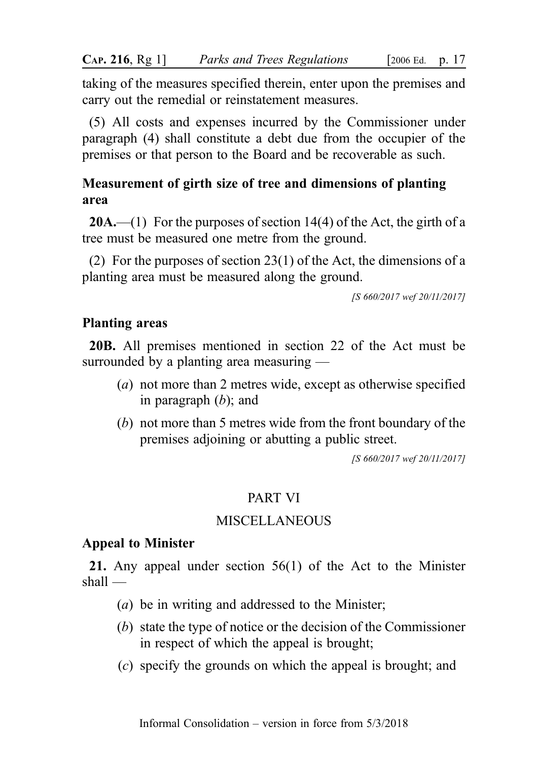taking of the measures specified therein, enter upon the premises and carry out the remedial or reinstatement measures.

(5) All costs and expenses incurred by the Commissioner under paragraph (4) shall constitute a debt due from the occupier of the premises or that person to the Board and be recoverable as such.

**Measurement of girth size of tree and dimensions of planting area**

**20A.**—(1) For the purposes of section 14(4) of the Act, the girth of a tree must be measured one metre from the ground.

(2) For the purposes of section 23(1) of the Act, the dimensions of a planting area must be measured along the ground.

*[S 660/2017 wef 20/11/2017]*

**Planting areas**

**20B.** All premises mentioned in section 22 of the Act must be surrounded by a planting area measuring —

(*a*) not more than 2 metres wide, except as otherwise specified in paragraph (*b*); and

(*b*) not more than 5 metres wide from the front boundary of the premises adjoining or abutting a public street.

*[S 660/2017 wef 20/11/2017]*

## PART VI

## MISCELLANEOUS

**Appeal to Minister**

**21.** Any appeal under section 56(1) of the Act to the Minister shall —

(*a*) be in writing and addressed to the Minister;

(*b*) state the type of notice or the decision of the Commissioner in respect of which the appeal is brought;

(*c*) specify the grounds on which the appeal is brought; and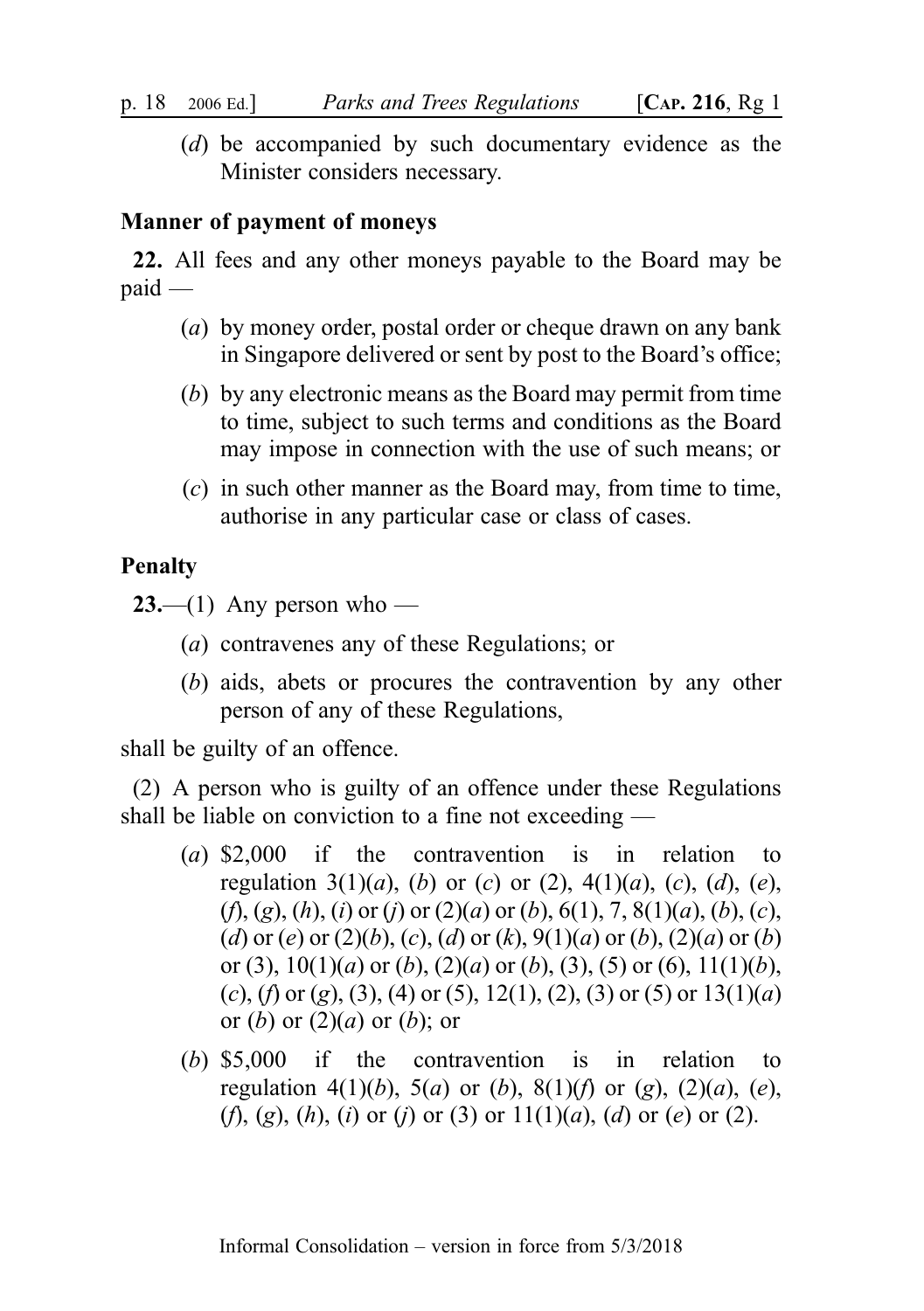(*d*) be accompanied by such documentary evidence as the Minister considers necessary.

**Manner of payment of moneys**

**22.** All fees and any other moneys payable to the Board may be paid —

(*a*) by money order, postal order or cheque drawn on any bank in Singapore delivered or sent by post to the Board's office;

(*b*) by any electronic means as the Board may permit from time to time, subject to such terms and conditions as the Board may impose in connection with the use of such means; or

(*c*) in such other manner as the Board may, from time to time, authorise in any particular case or class of cases.

**Penalty**

**23.**—(1) Any person who —

(*a*) contravenes any of these Regulations; or

(*b*) aids, abets or procures the contravention by any other person of any of these Regulations,

shall be guilty of an offence.

(2) A person who is guilty of an offence under these Regulations shall be liable on conviction to a fine not exceeding —

(*a*) \$2,000 if the contravention is in relation to regulation 3(1)(*a*), (*b*) or (*c*) or (2), 4(1)(*a*), (*c*), (*d*), (*e*), (*f*), (*g*), (*h*), (*i*) or (*j*) or (2)(*a*) or (*b*), 6(1), 7, 8(1)(*a*), (*b*), (*c*), (*d*) or (*e*) or (2)(*b*), (*c*), (*d*) or (*k*), 9(1)(*a*) or (*b*), (2)(*a*) or (*b*) or (3), 10(1)(*a*) or (*b*), (2)(*a*) or (*b*), (3), (5) or (6), 11(1)(*b*), (*c*), (*f*) or (*g*), (3), (4) or (5), 12(1), (2), (3) or (5) or 13(1)(*a*) or (*b*) or (2)(*a*) or (*b*); or

(*b*) \$5,000 if the contravention is in relation to regulation 4(1)(*b*), 5(*a*) or (*b*), 8(1)(*f*) or (*g*), (2)(*a*), (*e*), (*f*), (*g*), (*h*), (*i*) or (*j*) or (3) or 11(1)(*a*), (*d*) or (*e*) or (2).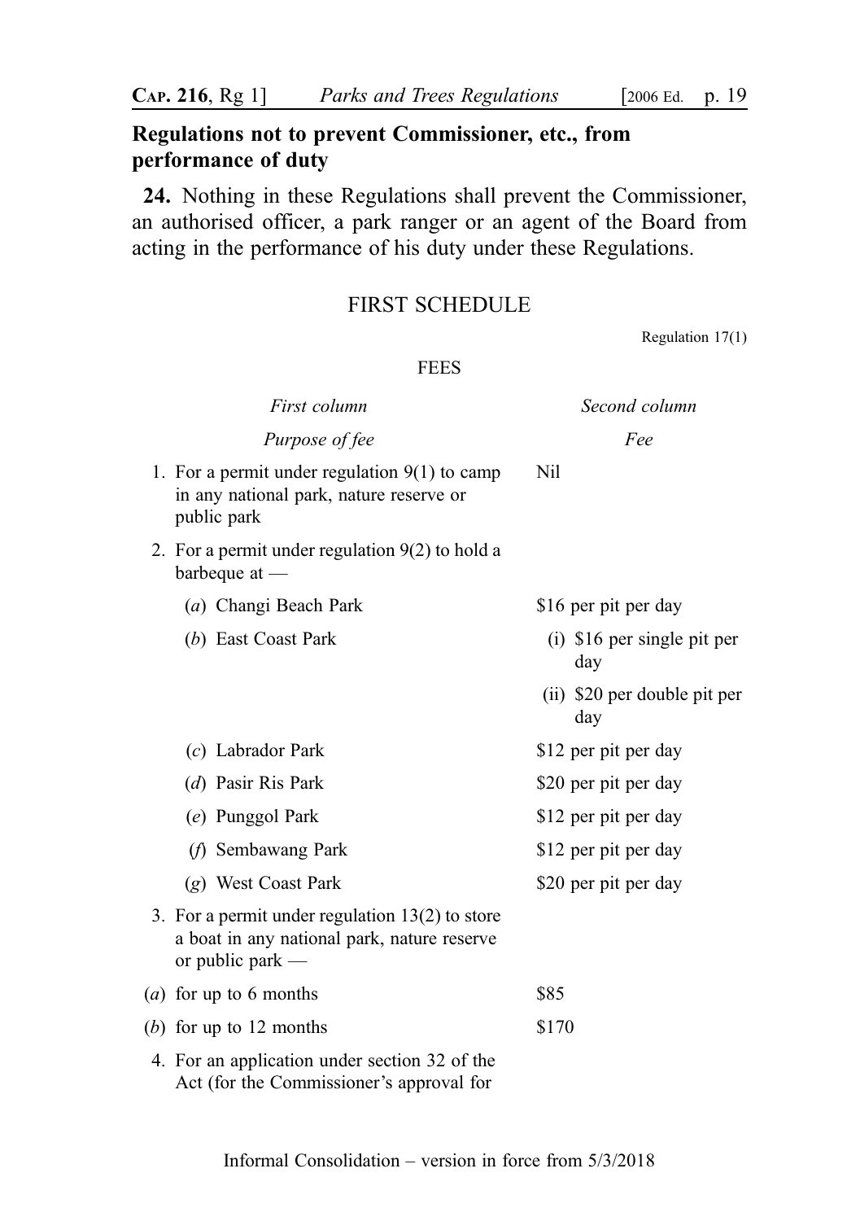**Regulations not to prevent Commissioner, etc., from performance of duty**

**24.** Nothing in these Regulations shall prevent the Commissioner, an authorised officer, a park ranger or an agent of the Board from acting in the performance of his duty under these Regulations.

## FIRST SCHEDULE

Regulation 17(1)

FEES

| *First column* | *Second column* |
|---|---|
| *Purpose of fee* | *Fee* |
| 1. For a permit under regulation 9(1) to camp in any national park, nature reserve or public park | Nil |
| 2. For a permit under regulation 9(2) to hold a barbeque at — | |
| (*a*) Changi Beach Park | $16 per pit per day |
| (*b*) East Coast Park | (i) $16 per single pit per day |
| | (ii) $20 per double pit per day |
| (*c*) Labrador Park | $12 per pit per day |
| (*d*) Pasir Ris Park | $20 per pit per day |
| (*e*) Punggol Park | $12 per pit per day |
| (*f*) Sembawang Park | $12 per pit per day |
| (*g*) West Coast Park | $20 per pit per day |
| 3. For a permit under regulation 13(2) to store a boat in any national park, nature reserve or public park — | |
| (*a*) for up to 6 months | $85 |
| (*b*) for up to 12 months | $170 |
| 4. For an application under section 32 of the Act (for the Commissioner's approval for | |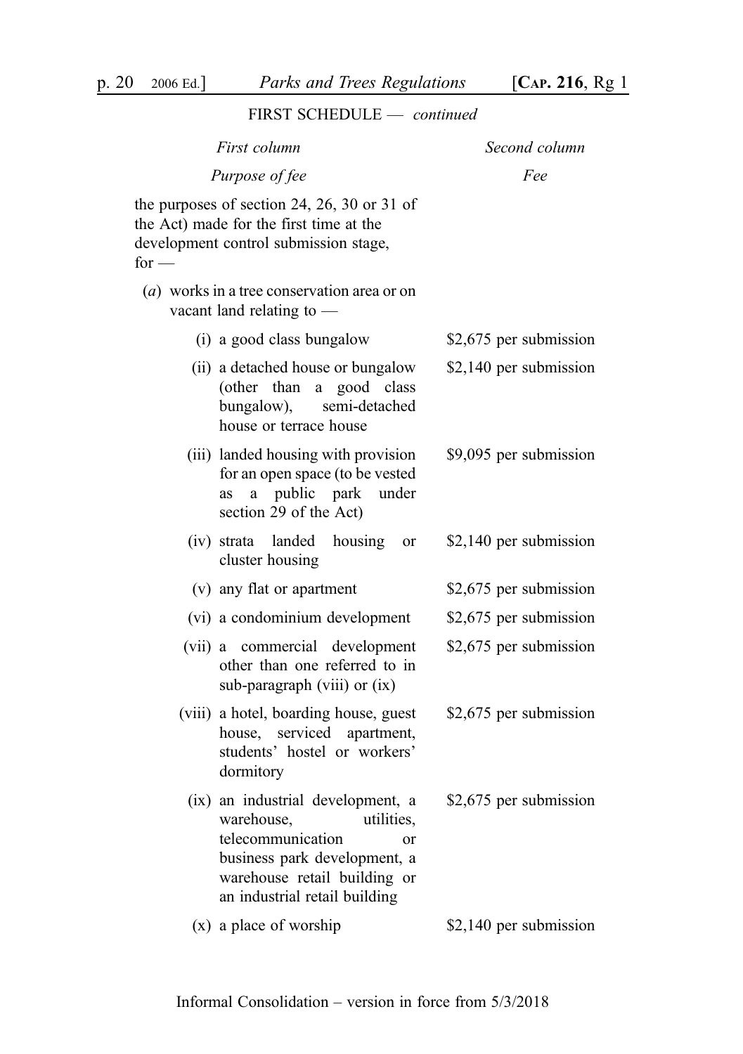FIRST SCHEDULE — *continued*

| *First column* | *Second column* |
|---|---|
| *Purpose of fee* | *Fee* |
| the purposes of section 24, 26, 30 or 31 of the Act) made for the first time at the development control submission stage, for — | |
| (*a*) works in a tree conservation area or on vacant land relating to — | |
| (i) a good class bungalow | $2,675 per submission |
| (ii) a detached house or bungalow (other than a good class bungalow), semi-detached house or terrace house | $2,140 per submission |
| (iii) landed housing with provision for an open space (to be vested as a public park under section 29 of the Act) | $9,095 per submission |
| (iv) strata landed housing or cluster housing | $2,140 per submission |
| (v) any flat or apartment | $2,675 per submission |
| (vi) a condominium development | $2,675 per submission |
| (vii) a commercial development other than one referred to in sub-paragraph (viii) or (ix) | $2,675 per submission |
| (viii) a hotel, boarding house, guest house, serviced apartment, students' hostel or workers' dormitory | $2,675 per submission |
| (ix) an industrial development, a warehouse, utilities, telecommunication or business park development, a warehouse retail building or an industrial retail building | $2,675 per submission |
| (x) a place of worship | $2,140 per submission |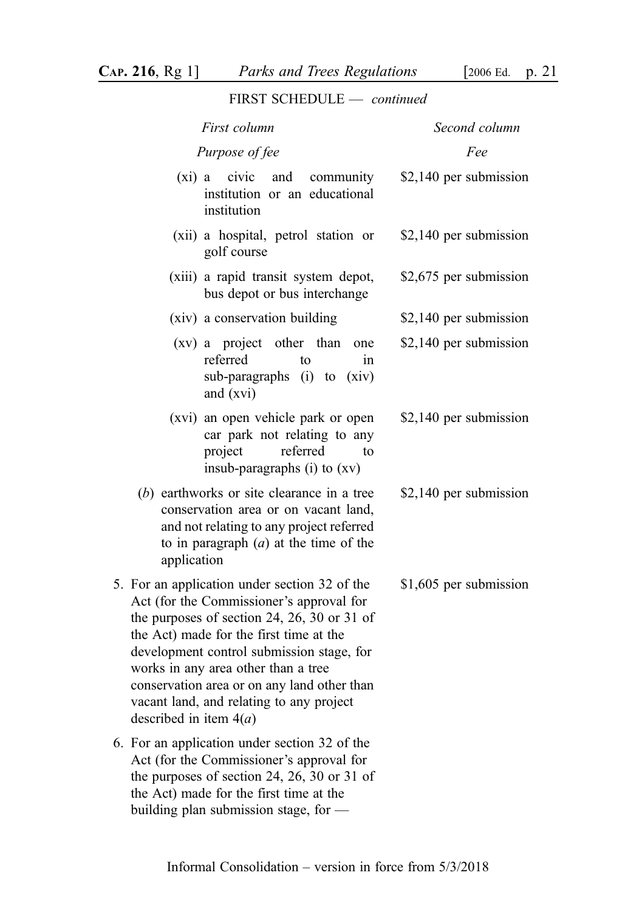FIRST SCHEDULE — *continued*

| *First column* | *Second column* |
|---|---|
| *Purpose of fee* | *Fee* |
| (xi) a civic and community institution or an educational institution | $2,140 per submission |
| (xii) a hospital, petrol station or golf course | $2,140 per submission |
| (xiii) a rapid transit system depot, bus depot or bus interchange | $2,675 per submission |
| (xiv) a conservation building | $2,140 per submission |
| (xv) a project other than one referred to in sub-paragraphs (i) to (xiv) and (xvi) | $2,140 per submission |
| (xvi) an open vehicle park or open car park not relating to any project referred to insub-paragraphs (i) to (xv) | $2,140 per submission |
| (*b*) earthworks or site clearance in a tree conservation area or on vacant land, and not relating to any project referred to in paragraph (*a*) at the time of the application | $2,140 per submission |
| 5. For an application under section 32 of the Act (for the Commissioner's approval for the purposes of section 24, 26, 30 or 31 of the Act) made for the first time at the development control submission stage, for works in any area other than a tree conservation area or on any land other than vacant land, and relating to any project described in item 4(*a*) | $1,605 per submission |
| 6. For an application under section 32 of the Act (for the Commissioner's approval for the purposes of section 24, 26, 30 or 31 of the Act) made for the first time at the building plan submission stage, for — | |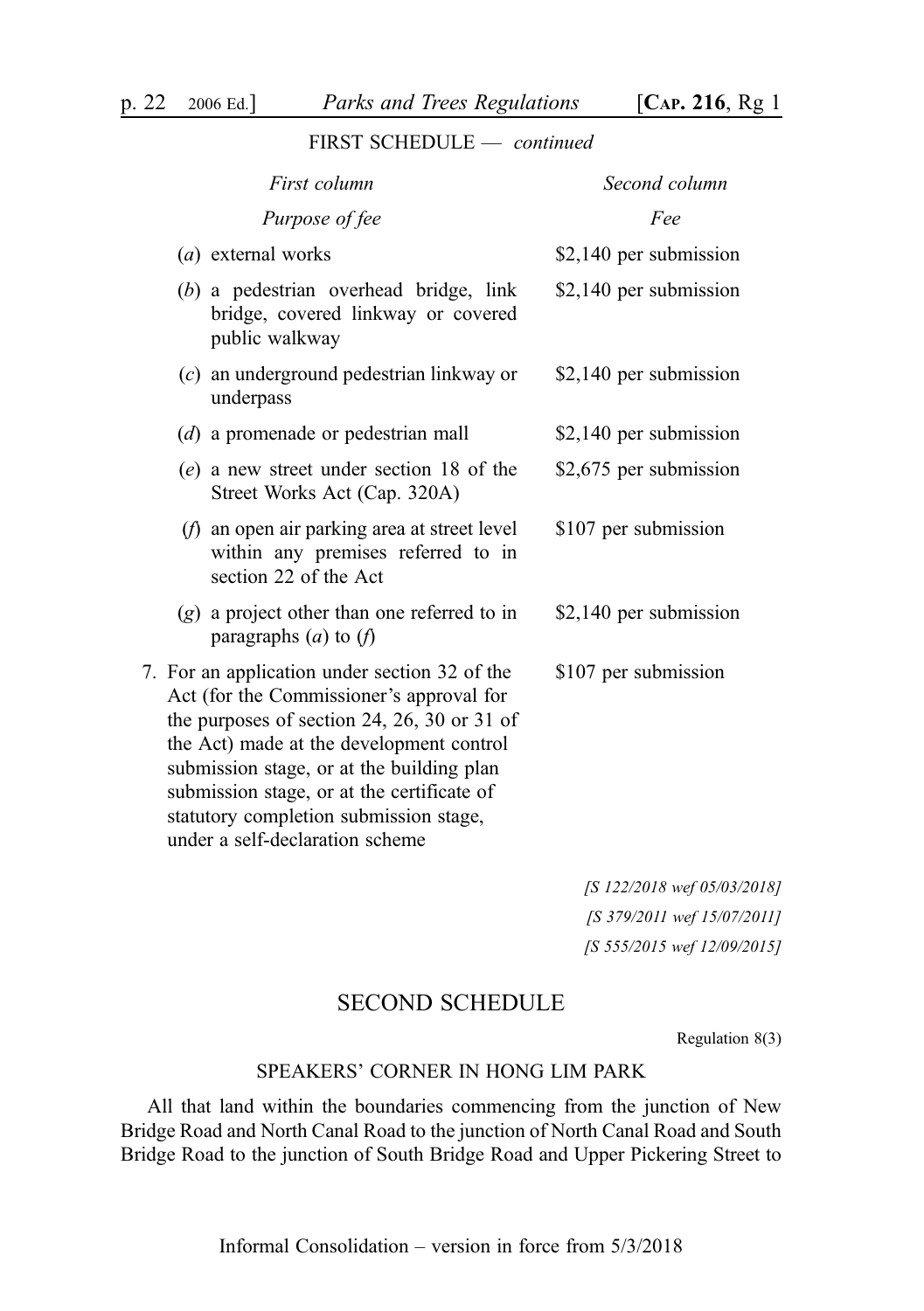FIRST SCHEDULE — *continued*

| *First column* | *Second column* |
| --- | --- |
| *Purpose of fee* | *Fee* |
| (*a*) external works | $2,140 per submission |
| (*b*) a pedestrian overhead bridge, link bridge, covered linkway or covered public walkway | $2,140 per submission |
| (*c*) an underground pedestrian linkway or underpass | $2,140 per submission |
| (*d*) a promenade or pedestrian mall | $2,140 per submission |
| (*e*) a new street under section 18 of the Street Works Act (Cap. 320A) | $2,675 per submission |
| (*f*) an open air parking area at street level within any premises referred to in section 22 of the Act | $107 per submission |
| (*g*) a project other than one referred to in paragraphs (*a*) to (*f*) | $2,140 per submission |
| 7. For an application under section 32 of the Act (for the Commissioner's approval for the purposes of section 24, 26, 30 or 31 of the Act) made at the development control submission stage, or at the building plan submission stage, or at the certificate of statutory completion submission stage, under a self-declaration scheme | $107 per submission |

*[S 122/2018 wef 05/03/2018]*
*[S 379/2011 wef 15/07/2011]*
*[S 555/2015 wef 12/09/2015]*

## SECOND SCHEDULE

Regulation 8(3)

### SPEAKERS' CORNER IN HONG LIM PARK

All that land within the boundaries commencing from the junction of New Bridge Road and North Canal Road to the junction of North Canal Road and South Bridge Road to the junction of South Bridge Road and Upper Pickering Street to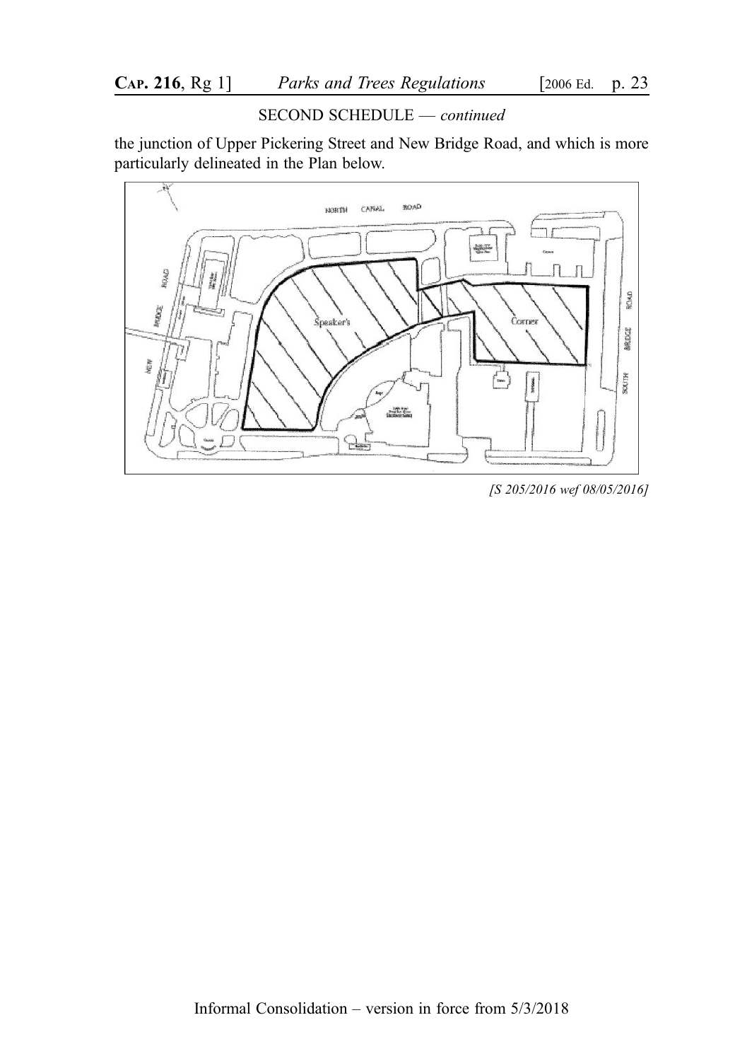SECOND SCHEDULE — *continued*

the junction of Upper Pickering Street and New Bridge Road, and which is more particularly delineated in the Plan below.

*[S 205/2016 wef 08/05/2016]*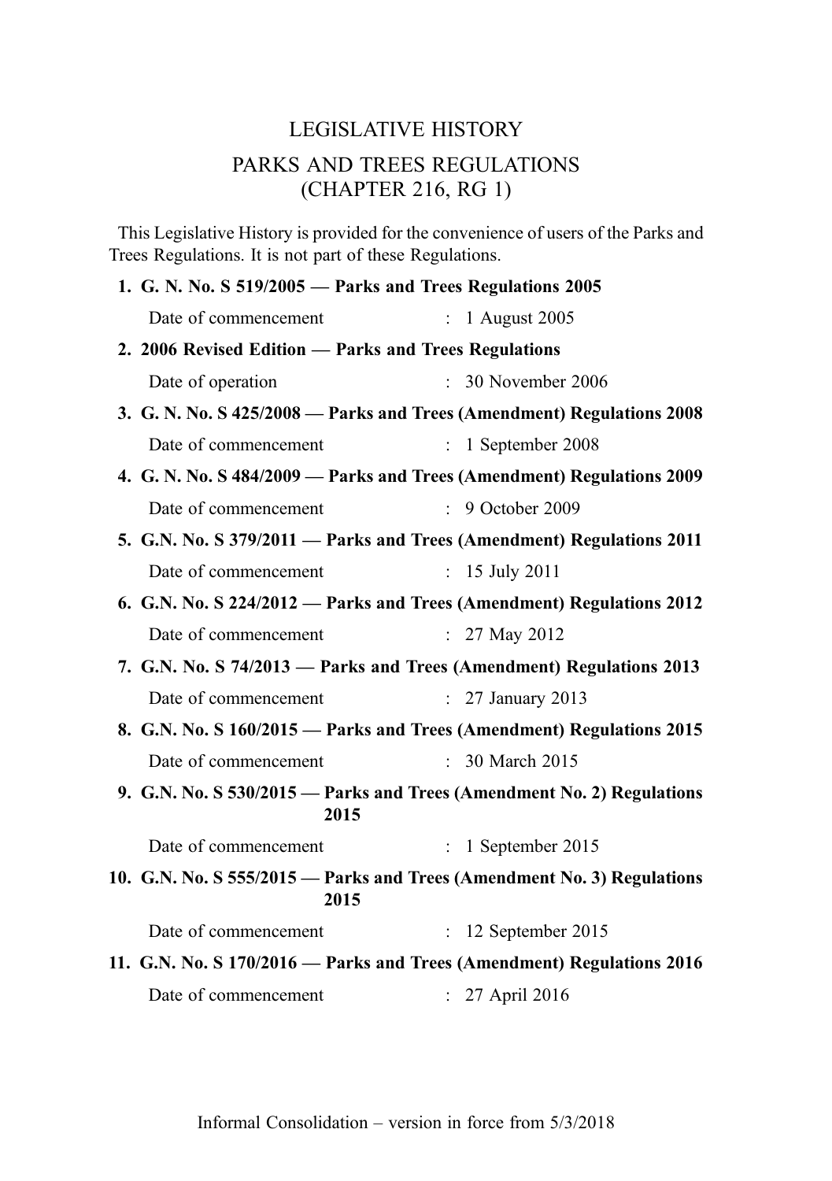# LEGISLATIVE HISTORY

## PARKS AND TREES REGULATIONS (CHAPTER 216, RG 1)

This Legislative History is provided for the convenience of users of the Parks and Trees Regulations. It is not part of these Regulations.

**1. G. N. No. S 519/2005 — Parks and Trees Regulations 2005**

Date of commencement : 1 August 2005

**2. 2006 Revised Edition — Parks and Trees Regulations**

Date of operation : 30 November 2006

**3. G. N. No. S 425/2008 — Parks and Trees (Amendment) Regulations 2008**

Date of commencement : 1 September 2008

**4. G. N. No. S 484/2009 — Parks and Trees (Amendment) Regulations 2009**

Date of commencement : 9 October 2009

**5. G.N. No. S 379/2011 — Parks and Trees (Amendment) Regulations 2011**

Date of commencement : 15 July 2011

**6. G.N. No. S 224/2012 — Parks and Trees (Amendment) Regulations 2012**

Date of commencement : 27 May 2012

**7. G.N. No. S 74/2013 — Parks and Trees (Amendment) Regulations 2013**

Date of commencement : 27 January 2013

**8. G.N. No. S 160/2015 — Parks and Trees (Amendment) Regulations 2015**

Date of commencement : 30 March 2015

**9. G.N. No. S 530/2015 — Parks and Trees (Amendment No. 2) Regulations 2015**

Date of commencement : 1 September 2015

**10. G.N. No. S 555/2015 — Parks and Trees (Amendment No. 3) Regulations 2015**

Date of commencement : 12 September 2015

**11. G.N. No. S 170/2016 — Parks and Trees (Amendment) Regulations 2016**

Date of commencement : 27 April 2016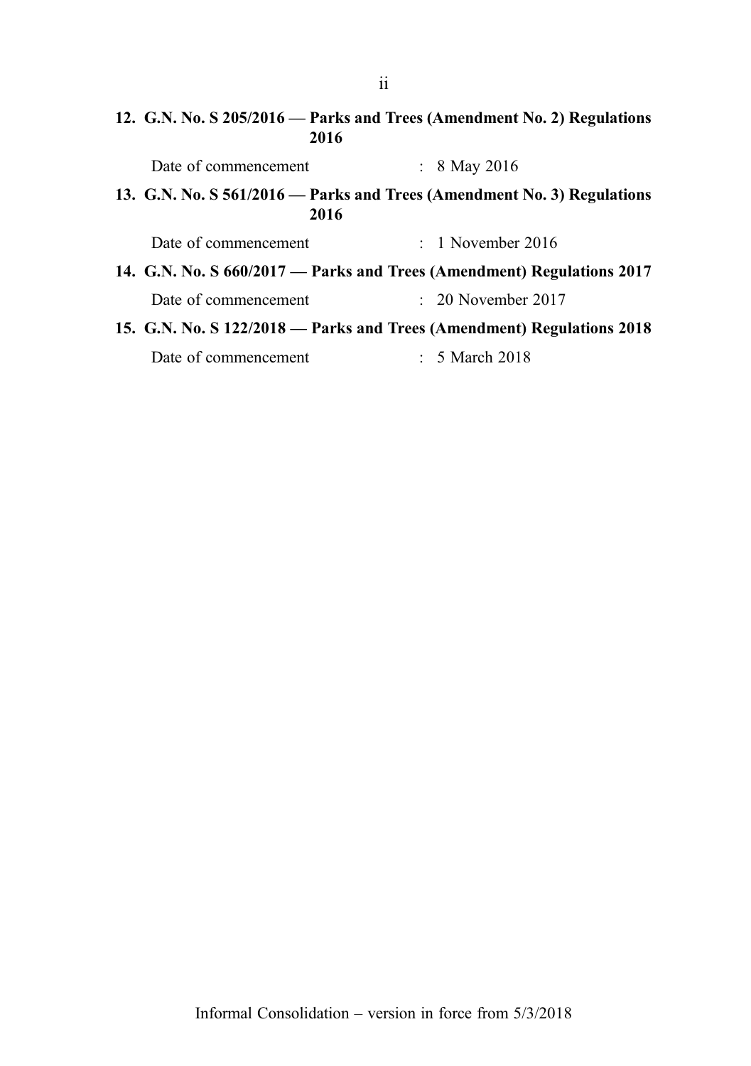**12. G.N. No. S 205/2016 — Parks and Trees (Amendment No. 2) Regulations 2016**

Date of commencement : 8 May 2016

**13. G.N. No. S 561/2016 — Parks and Trees (Amendment No. 3) Regulations 2016**

Date of commencement : 1 November 2016

**14. G.N. No. S 660/2017 — Parks and Trees (Amendment) Regulations 2017**

Date of commencement : 20 November 2017

**15. G.N. No. S 122/2018 — Parks and Trees (Amendment) Regulations 2018**

Date of commencement : 5 March 2018